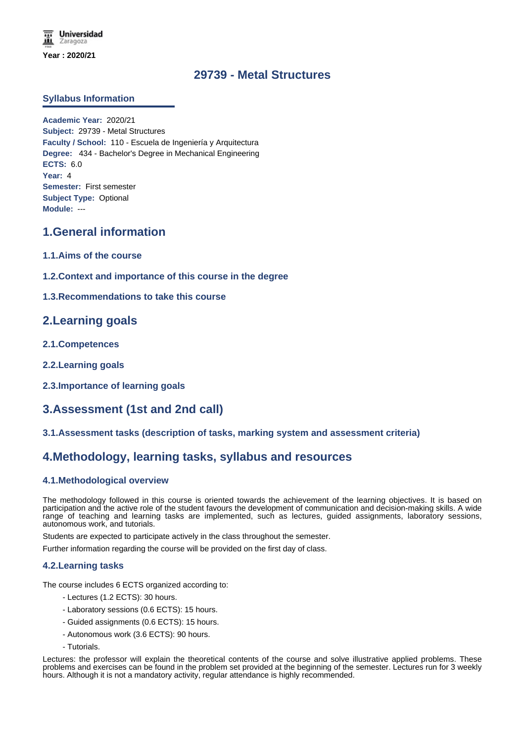Year : 2020/21

# 29739 - Metal Structures

## Syllabus Information

**Academic Year:** 2020/21
**Subject:** 29739 - Metal Structures
**Faculty / School:** 110 - Escuela de Ingeniería y Arquitectura
**Degree:** 434 - Bachelor's Degree in Mechanical Engineering
**ECTS:** 6.0
**Year:** 4
**Semester:** First semester
**Subject Type:** Optional
**Module:** ---

## 1.General information

### 1.1.Aims of the course

### 1.2.Context and importance of this course in the degree

### 1.3.Recommendations to take this course

## 2.Learning goals

### 2.1.Competences

### 2.2.Learning goals

### 2.3.Importance of learning goals

## 3.Assessment (1st and 2nd call)

### 3.1.Assessment tasks (description of tasks, marking system and assessment criteria)

## 4.Methodology, learning tasks, syllabus and resources

### 4.1.Methodological overview

The methodology followed in this course is oriented towards the achievement of the learning objectives. It is based on participation and the active role of the student favours the development of communication and decision-making skills. A wide range of teaching and learning tasks are implemented, such as lectures, guided assignments, laboratory sessions, autonomous work, and tutorials.

Students are expected to participate actively in the class throughout the semester.

Further information regarding the course will be provided on the first day of class.

### 4.2.Learning tasks

The course includes 6 ECTS organized according to:

- Lectures (1.2 ECTS): 30 hours.
- Laboratory sessions (0.6 ECTS): 15 hours.
- Guided assignments (0.6 ECTS): 15 hours.
- Autonomous work (3.6 ECTS): 90 hours.
- Tutorials.

Lectures: the professor will explain the theoretical contents of the course and solve illustrative applied problems. These problems and exercises can be found in the problem set provided at the beginning of the semester. Lectures run for 3 weekly hours. Although it is not a mandatory activity, regular attendance is highly recommended.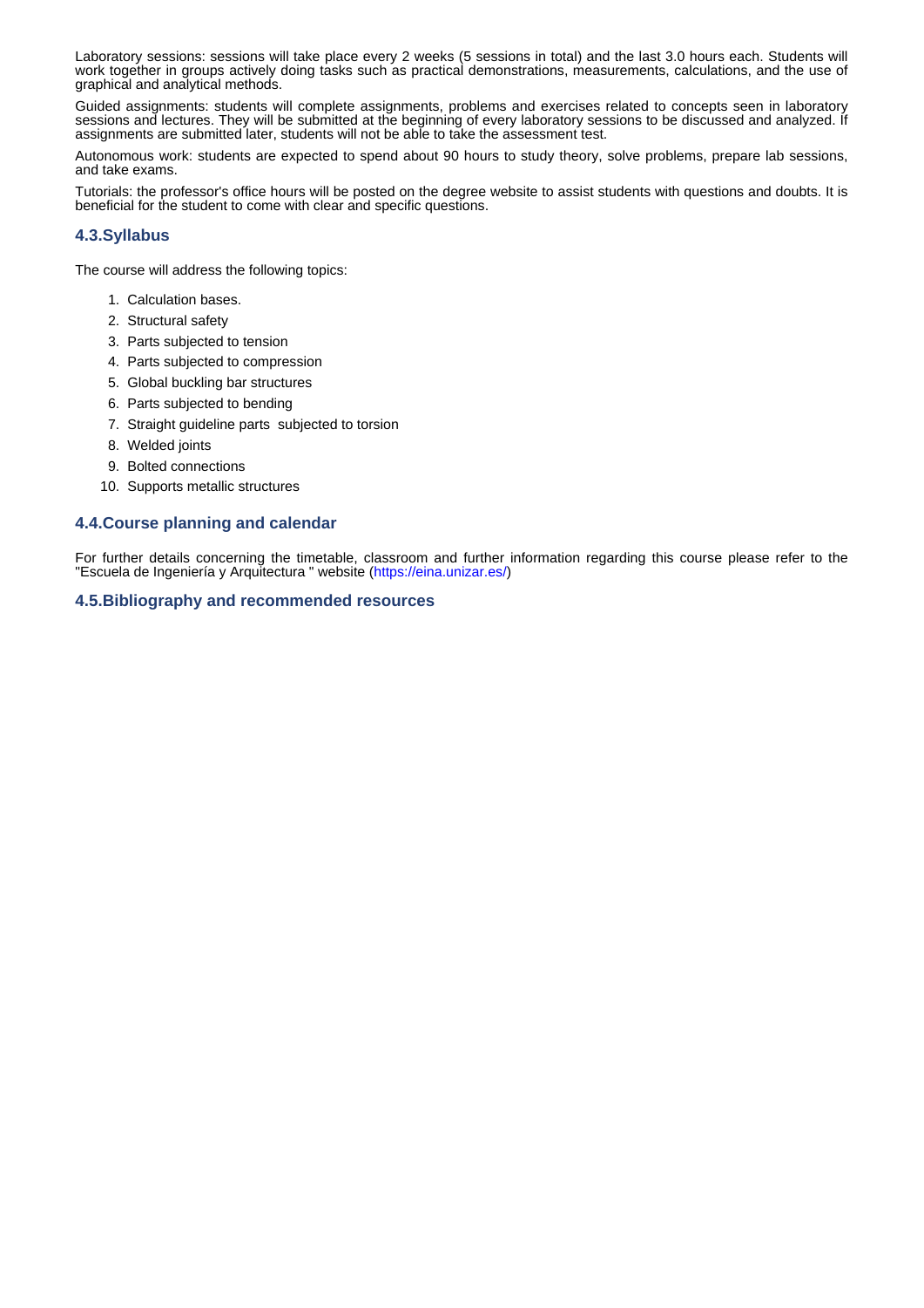Laboratory sessions: sessions will take place every 2 weeks (5 sessions in total) and the last 3.0 hours each. Students will work together in groups actively doing tasks such as practical demonstrations, measurements, calculations, and the use of graphical and analytical methods.

Guided assignments: students will complete assignments, problems and exercises related to concepts seen in laboratory sessions and lectures. They will be submitted at the beginning of every laboratory sessions to be discussed and analyzed. If assignments are submitted later, students will not be able to take the assessment test.

Autonomous work: students are expected to spend about 90 hours to study theory, solve problems, prepare lab sessions, and take exams.

Tutorials: the professor's office hours will be posted on the degree website to assist students with questions and doubts. It is beneficial for the student to come with clear and specific questions.

### 4.3.Syllabus

The course will address the following topics:

1. Calculation bases.
2. Structural safety
3. Parts subjected to tension
4. Parts subjected to compression
5. Global buckling bar structures
6. Parts subjected to bending
7. Straight guideline parts subjected to torsion
8. Welded joints
9. Bolted connections
10. Supports metallic structures

### 4.4.Course planning and calendar

For further details concerning the timetable, classroom and further information regarding this course please refer to the "Escuela de Ingeniería y Arquitectura " website (https://eina.unizar.es/)

### 4.5.Bibliography and recommended resources